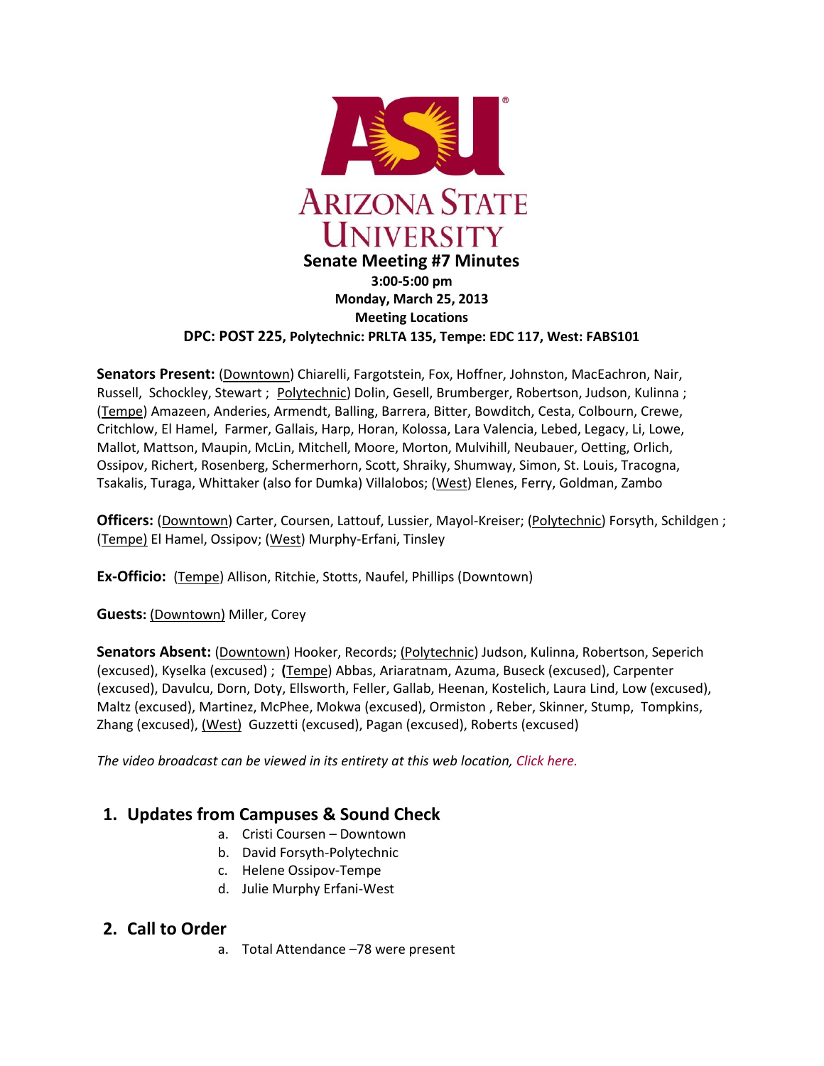# Arizona State University

## Senate Meeting #7 Minutes

**3:00-5:00 pm**
**Monday, March 25, 2013**
**Meeting Locations**
**DPC: POST 225, Polytechnic: PRLTA 135, Tempe: EDC 117, West: FABS101**

**Senators Present:** (Downtown) Chiarelli, Fargotstein, Fox, Hoffner, Johnston, MacEachron, Nair, Russell, Schockley, Stewart ; Polytechnic) Dolin, Gesell, Brumberger, Robertson, Judson, Kulinna ; (Tempe) Amazeen, Anderies, Armendt, Balling, Barrera, Bitter, Bowditch, Cesta, Colbourn, Crewe, Critchlow, El Hamel, Farmer, Gallais, Harp, Horan, Kolossa, Lara Valencia, Lebed, Legacy, Li, Lowe, Mallot, Mattson, Maupin, McLin, Mitchell, Moore, Morton, Mulvihill, Neubauer, Oetting, Orlich, Ossipov, Richert, Rosenberg, Schermerhorn, Scott, Shraiky, Shumway, Simon, St. Louis, Tracogna, Tsakalis, Turaga, Whittaker (also for Dumka) Villalobos; (West) Elenes, Ferry, Goldman, Zambo

**Officers:** (Downtown) Carter, Coursen, Lattouf, Lussier, Mayol-Kreiser; (Polytechnic) Forsyth, Schildgen ; (Tempe) El Hamel, Ossipov; (West) Murphy-Erfani, Tinsley

**Ex-Officio:** (Tempe) Allison, Ritchie, Stotts, Naufel, Phillips (Downtown)

**Guests:** (Downtown) Miller, Corey

**Senators Absent:** (Downtown) Hooker, Records; (Polytechnic) Judson, Kulinna, Robertson, Seperich (excused), Kyselka (excused) ; **(**Tempe) Abbas, Ariaratnam, Azuma, Buseck (excused), Carpenter (excused), Davulcu, Dorn, Doty, Ellsworth, Feller, Gallab, Heenan, Kostelich, Laura Lind, Low (excused), Maltz (excused), Martinez, McPhee, Mokwa (excused), Ormiston , Reber, Skinner, Stump, Tompkins, Zhang (excused), (West) Guzzetti (excused), Pagan (excused), Roberts (excused)

*The video broadcast can be viewed in its entirety at this web location, Click here.*

## 1. Updates from Campuses & Sound Check

a. Cristi Coursen – Downtown
b. David Forsyth-Polytechnic
c. Helene Ossipov-Tempe
d. Julie Murphy Erfani-West

## 2. Call to Order

a. Total Attendance –78 were present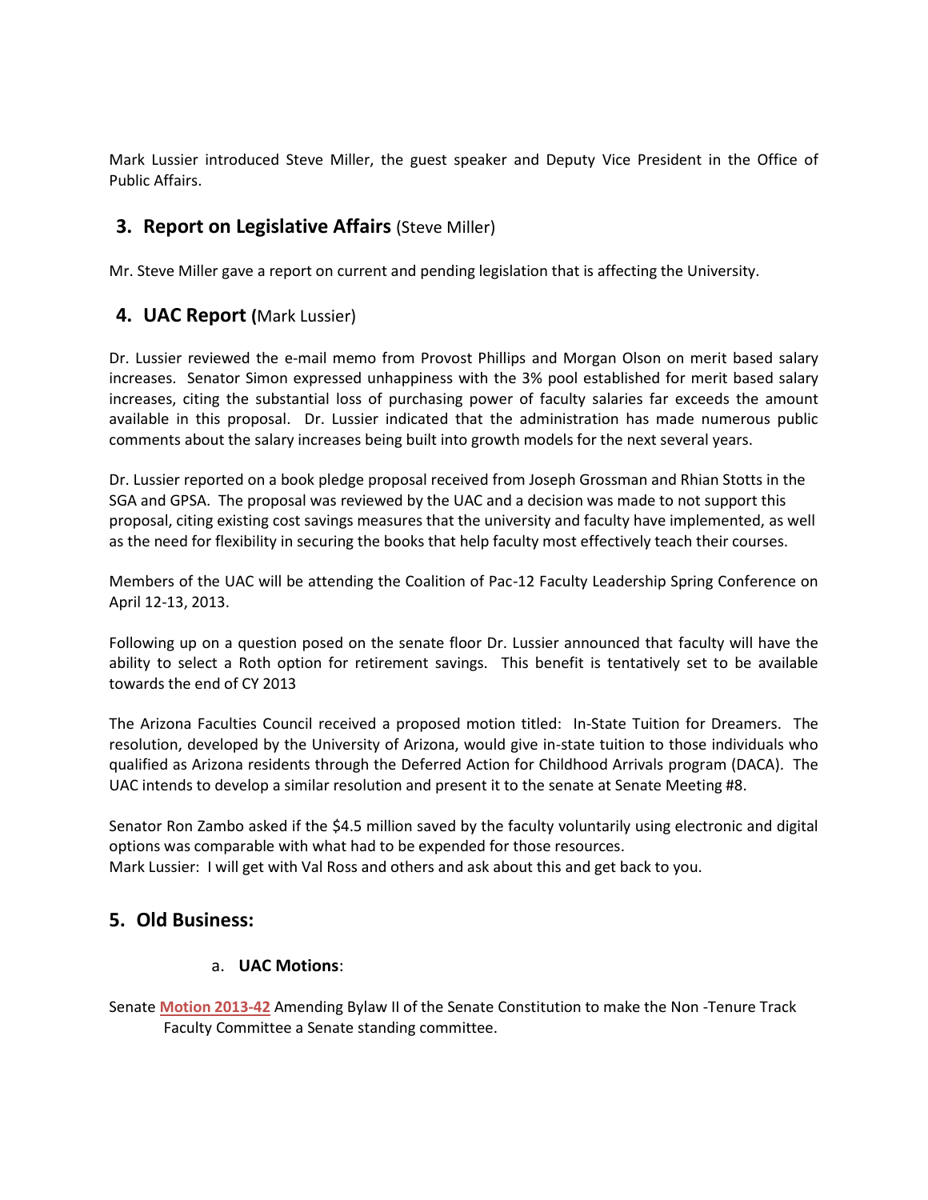Mark Lussier introduced Steve Miller, the guest speaker and Deputy Vice President in the Office of Public Affairs.

## 3. Report on Legislative Affairs (Steve Miller)

Mr. Steve Miller gave a report on current and pending legislation that is affecting the University.

## 4. UAC Report (Mark Lussier)

Dr. Lussier reviewed the e-mail memo from Provost Phillips and Morgan Olson on merit based salary increases. Senator Simon expressed unhappiness with the 3% pool established for merit based salary increases, citing the substantial loss of purchasing power of faculty salaries far exceeds the amount available in this proposal. Dr. Lussier indicated that the administration has made numerous public comments about the salary increases being built into growth models for the next several years.

Dr. Lussier reported on a book pledge proposal received from Joseph Grossman and Rhian Stotts in the SGA and GPSA. The proposal was reviewed by the UAC and a decision was made to not support this proposal, citing existing cost savings measures that the university and faculty have implemented, as well as the need for flexibility in securing the books that help faculty most effectively teach their courses.

Members of the UAC will be attending the Coalition of Pac-12 Faculty Leadership Spring Conference on April 12-13, 2013.

Following up on a question posed on the senate floor Dr. Lussier announced that faculty will have the ability to select a Roth option for retirement savings. This benefit is tentatively set to be available towards the end of CY 2013

The Arizona Faculties Council received a proposed motion titled: In-State Tuition for Dreamers. The resolution, developed by the University of Arizona, would give in-state tuition to those individuals who qualified as Arizona residents through the Deferred Action for Childhood Arrivals program (DACA). The UAC intends to develop a similar resolution and present it to the senate at Senate Meeting #8.

Senator Ron Zambo asked if the $4.5 million saved by the faculty voluntarily using electronic and digital options was comparable with what had to be expended for those resources.
Mark Lussier: I will get with Val Ross and others and ask about this and get back to you.

## 5. Old Business:

a. **UAC Motions**:

Senate **Motion 2013-42** Amending Bylaw II of the Senate Constitution to make the Non -Tenure Track Faculty Committee a Senate standing committee.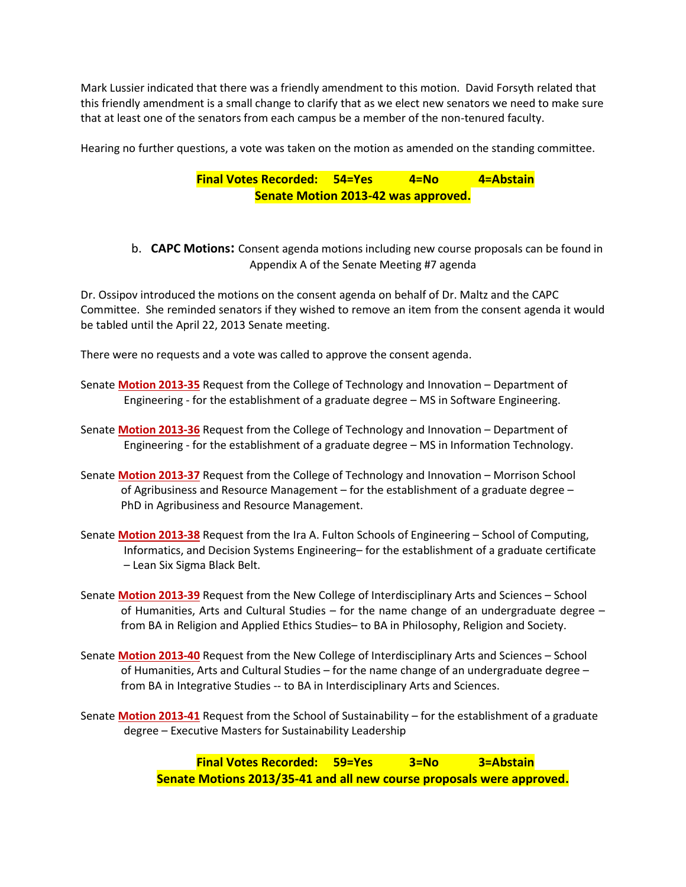Mark Lussier indicated that there was a friendly amendment to this motion. David Forsyth related that this friendly amendment is a small change to clarify that as we elect new senators we need to make sure that at least one of the senators from each campus be a member of the non-tenured faculty.

Hearing no further questions, a vote was taken on the motion as amended on the standing committee.

**Final Votes Recorded: 54=Yes 4=No 4=Abstain**
**Senate Motion 2013-42 was approved.**

b. **CAPC Motions:** Consent agenda motions including new course proposals can be found in Appendix A of the Senate Meeting #7 agenda

Dr. Ossipov introduced the motions on the consent agenda on behalf of Dr. Maltz and the CAPC Committee. She reminded senators if they wished to remove an item from the consent agenda it would be tabled until the April 22, 2013 Senate meeting.

There were no requests and a vote was called to approve the consent agenda.

Senate **Motion 2013-35** Request from the College of Technology and Innovation – Department of Engineering - for the establishment of a graduate degree – MS in Software Engineering.

Senate **Motion 2013-36** Request from the College of Technology and Innovation – Department of Engineering - for the establishment of a graduate degree – MS in Information Technology.

Senate **Motion 2013-37** Request from the College of Technology and Innovation – Morrison School of Agribusiness and Resource Management – for the establishment of a graduate degree – PhD in Agribusiness and Resource Management.

Senate **Motion 2013-38** Request from the Ira A. Fulton Schools of Engineering – School of Computing, Informatics, and Decision Systems Engineering– for the establishment of a graduate certificate – Lean Six Sigma Black Belt.

Senate **Motion 2013-39** Request from the New College of Interdisciplinary Arts and Sciences – School of Humanities, Arts and Cultural Studies – for the name change of an undergraduate degree – from BA in Religion and Applied Ethics Studies– to BA in Philosophy, Religion and Society.

Senate **Motion 2013-40** Request from the New College of Interdisciplinary Arts and Sciences – School of Humanities, Arts and Cultural Studies – for the name change of an undergraduate degree – from BA in Integrative Studies -- to BA in Interdisciplinary Arts and Sciences.

Senate **Motion 2013-41** Request from the School of Sustainability – for the establishment of a graduate degree – Executive Masters for Sustainability Leadership

**Final Votes Recorded: 59=Yes 3=No 3=Abstain**
**Senate Motions 2013/35-41 and all new course proposals were approved.**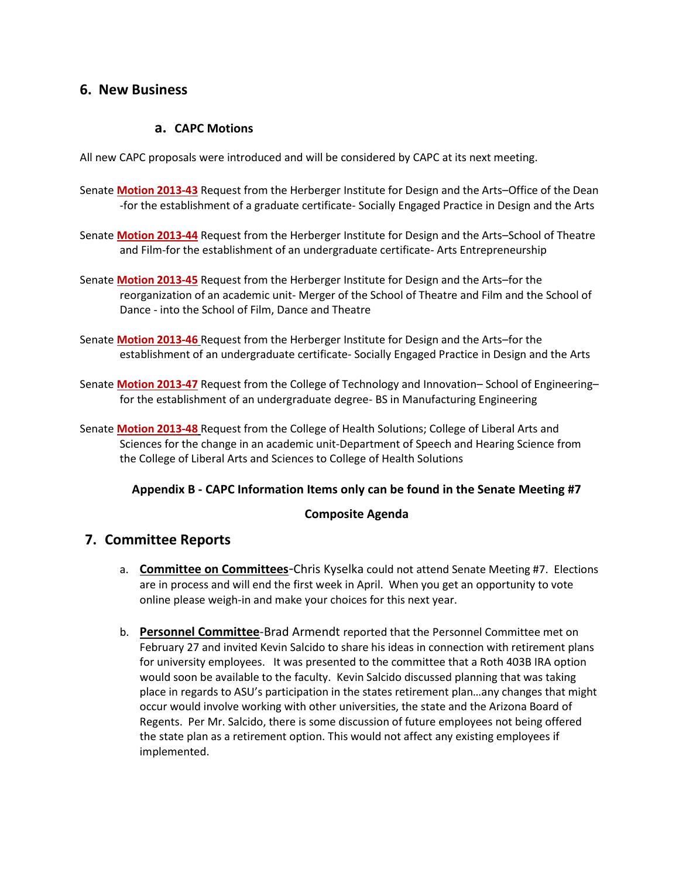## 6. New Business

### a. CAPC Motions

All new CAPC proposals were introduced and will be considered by CAPC at its next meeting.

Senate **Motion 2013-43** Request from the Herberger Institute for Design and the Arts–Office of the Dean -for the establishment of a graduate certificate- Socially Engaged Practice in Design and the Arts

Senate **Motion 2013-44** Request from the Herberger Institute for Design and the Arts–School of Theatre and Film-for the establishment of an undergraduate certificate- Arts Entrepreneurship

Senate **Motion 2013-45** Request from the Herberger Institute for Design and the Arts–for the reorganization of an academic unit- Merger of the School of Theatre and Film and the School of Dance - into the School of Film, Dance and Theatre

Senate **Motion 2013-46** Request from the Herberger Institute for Design and the Arts–for the establishment of an undergraduate certificate- Socially Engaged Practice in Design and the Arts

Senate **Motion 2013-47** Request from the College of Technology and Innovation– School of Engineering–for the establishment of an undergraduate degree- BS in Manufacturing Engineering

Senate **Motion 2013-48** Request from the College of Health Solutions; College of Liberal Arts and Sciences for the change in an academic unit-Department of Speech and Hearing Science from the College of Liberal Arts and Sciences to College of Health Solutions

**Appendix B - CAPC Information Items only can be found in the Senate Meeting #7 Composite Agenda**

## 7. Committee Reports

a. **Committee on Committees**-Chris Kyselka could not attend Senate Meeting #7. Elections are in process and will end the first week in April. When you get an opportunity to vote online please weigh-in and make your choices for this next year.

b. **Personnel Committee**-Brad Armendt reported that the Personnel Committee met on February 27 and invited Kevin Salcido to share his ideas in connection with retirement plans for university employees. It was presented to the committee that a Roth 403B IRA option would soon be available to the faculty. Kevin Salcido discussed planning that was taking place in regards to ASU's participation in the states retirement plan…any changes that might occur would involve working with other universities, the state and the Arizona Board of Regents. Per Mr. Salcido, there is some discussion of future employees not being offered the state plan as a retirement option. This would not affect any existing employees if implemented.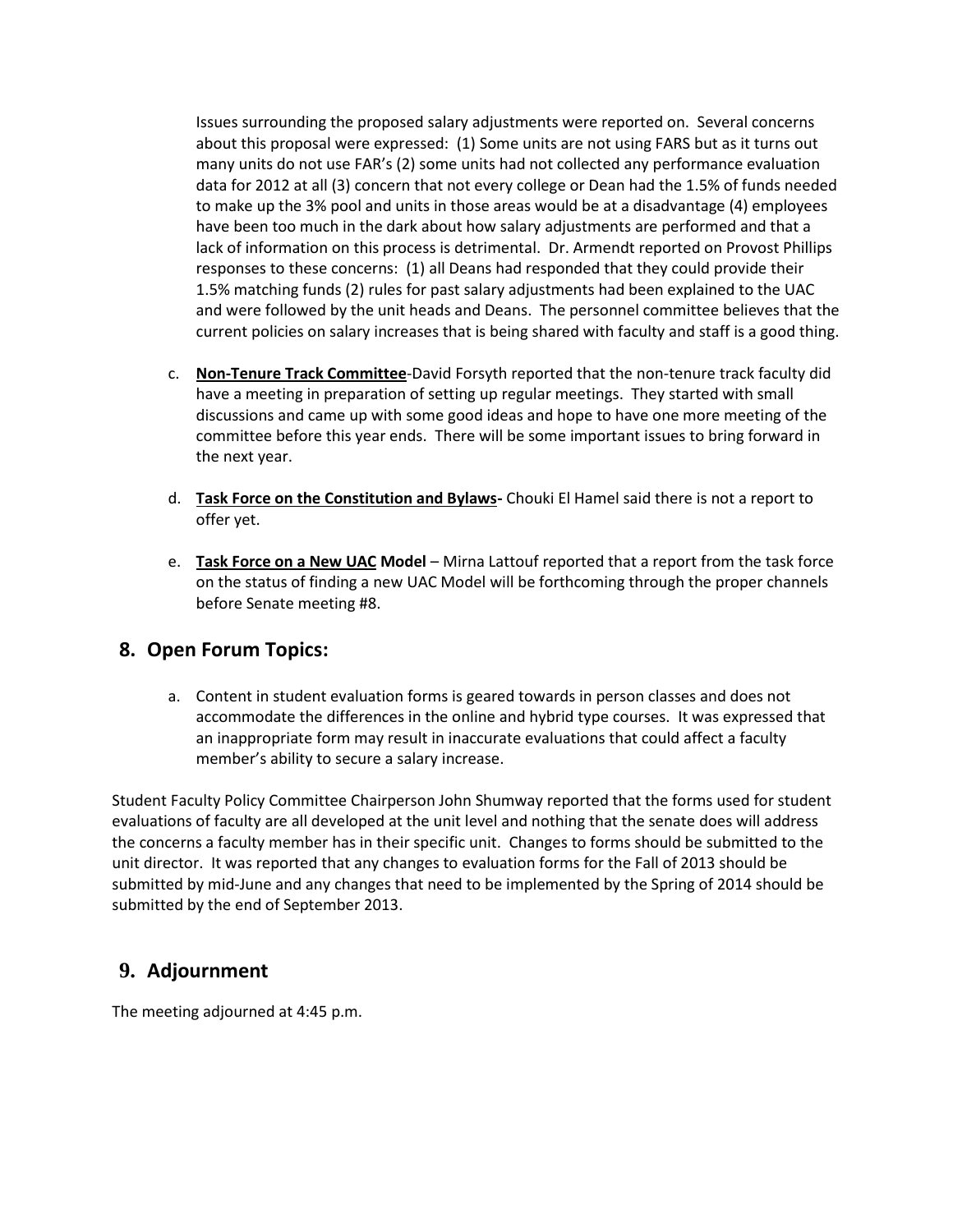Issues surrounding the proposed salary adjustments were reported on. Several concerns about this proposal were expressed: (1) Some units are not using FARS but as it turns out many units do not use FAR's (2) some units had not collected any performance evaluation data for 2012 at all (3) concern that not every college or Dean had the 1.5% of funds needed to make up the 3% pool and units in those areas would be at a disadvantage (4) employees have been too much in the dark about how salary adjustments are performed and that a lack of information on this process is detrimental. Dr. Armendt reported on Provost Phillips responses to these concerns: (1) all Deans had responded that they could provide their 1.5% matching funds (2) rules for past salary adjustments had been explained to the UAC and were followed by the unit heads and Deans. The personnel committee believes that the current policies on salary increases that is being shared with faculty and staff is a good thing.

c. **Non-Tenure Track Committee**-David Forsyth reported that the non-tenure track faculty did have a meeting in preparation of setting up regular meetings. They started with small discussions and came up with some good ideas and hope to have one more meeting of the committee before this year ends. There will be some important issues to bring forward in the next year.

d. **Task Force on the Constitution and Bylaws-** Chouki El Hamel said there is not a report to offer yet.

e. **Task Force on a New UAC Model** – Mirna Lattouf reported that a report from the task force on the status of finding a new UAC Model will be forthcoming through the proper channels before Senate meeting #8.

## 8. Open Forum Topics:

a. Content in student evaluation forms is geared towards in person classes and does not accommodate the differences in the online and hybrid type courses. It was expressed that an inappropriate form may result in inaccurate evaluations that could affect a faculty member's ability to secure a salary increase.

Student Faculty Policy Committee Chairperson John Shumway reported that the forms used for student evaluations of faculty are all developed at the unit level and nothing that the senate does will address the concerns a faculty member has in their specific unit. Changes to forms should be submitted to the unit director. It was reported that any changes to evaluation forms for the Fall of 2013 should be submitted by mid-June and any changes that need to be implemented by the Spring of 2014 should be submitted by the end of September 2013.

## 9. Adjournment

The meeting adjourned at 4:45 p.m.